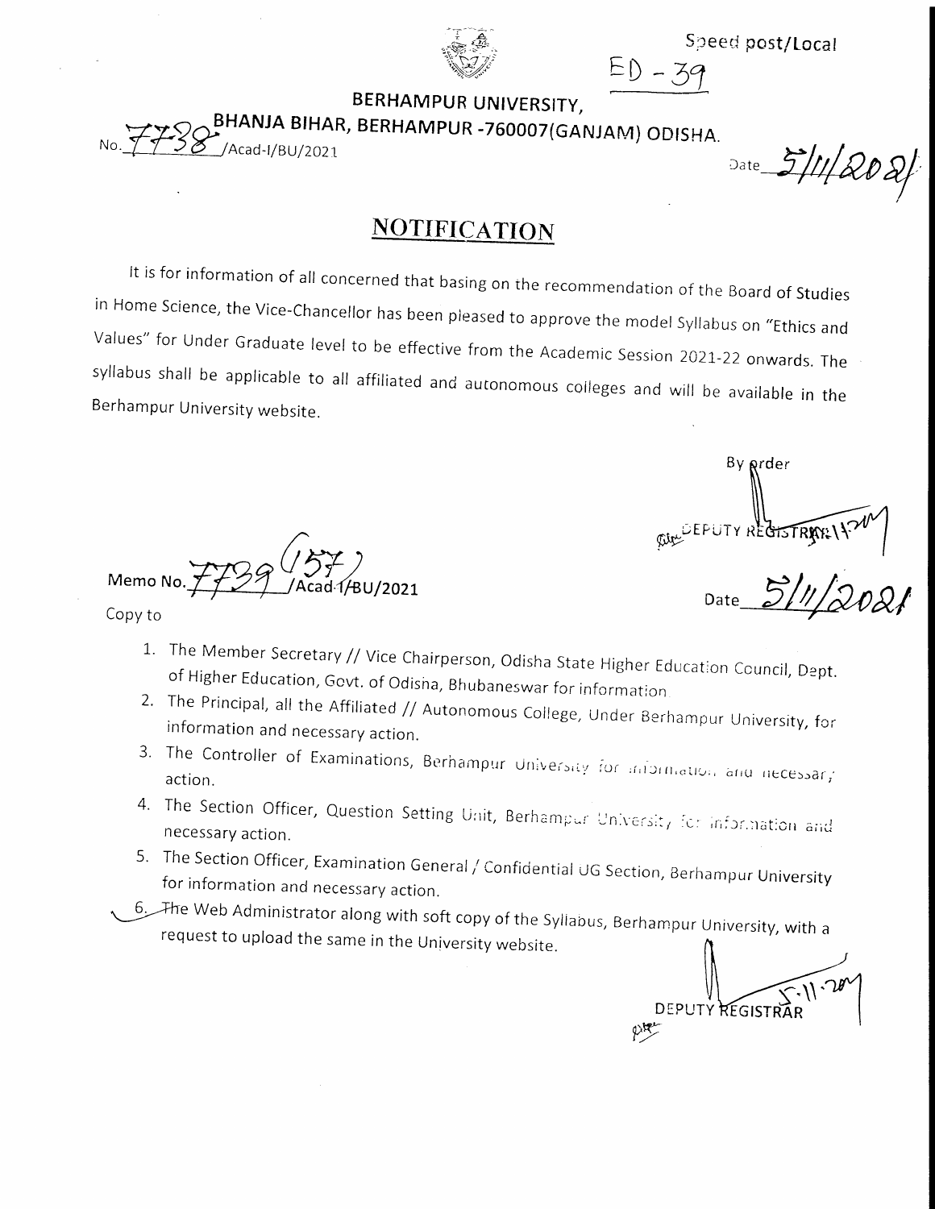Speed post/Local

ED - 39

**BERHAMPUR UNIVERSITY,**
**BHANJA BIHAR, BERHAMPUR -760007(GANJAM) ODISHA.**

No. 7738 /Acad-I/BU/2021

Date 5/11/2021

## NOTIFICATION

It is for information of all concerned that basing on the recommendation of the Board of Studies in Home Science, the Vice-Chancellor has been pleased to approve the model Syllabus on "Ethics and Values" for Under Graduate level to be effective from the Academic Session 2021-22 onwards. The syllabus shall be applicable to all affiliated and autonomous colleges and will be available in the Berhampur University website.

By order

DEPUTY REGISTRAR

Memo No. 7739 (157) /Acad-I/BU/2021

Date 5/11/2021

Copy to

1. The Member Secretary // Vice Chairperson, Odisha State Higher Education Council, Dept. of Higher Education, Govt. of Odisha, Bhubaneswar for information.
2. The Principal, all the Affiliated // Autonomous College, Under Berhampur University, for information and necessary action.
3. The Controller of Examinations, Berhampur University for information and necessary action.
4. The Section Officer, Question Setting Unit, Berhampur University for information and necessary action.
5. The Section Officer, Examination General / Confidential UG Section, Berhampur University for information and necessary action.
6. The Web Administrator along with soft copy of the Syllabus, Berhampur University, with a request to upload the same in the University website.

DEPUTY REGISTRAR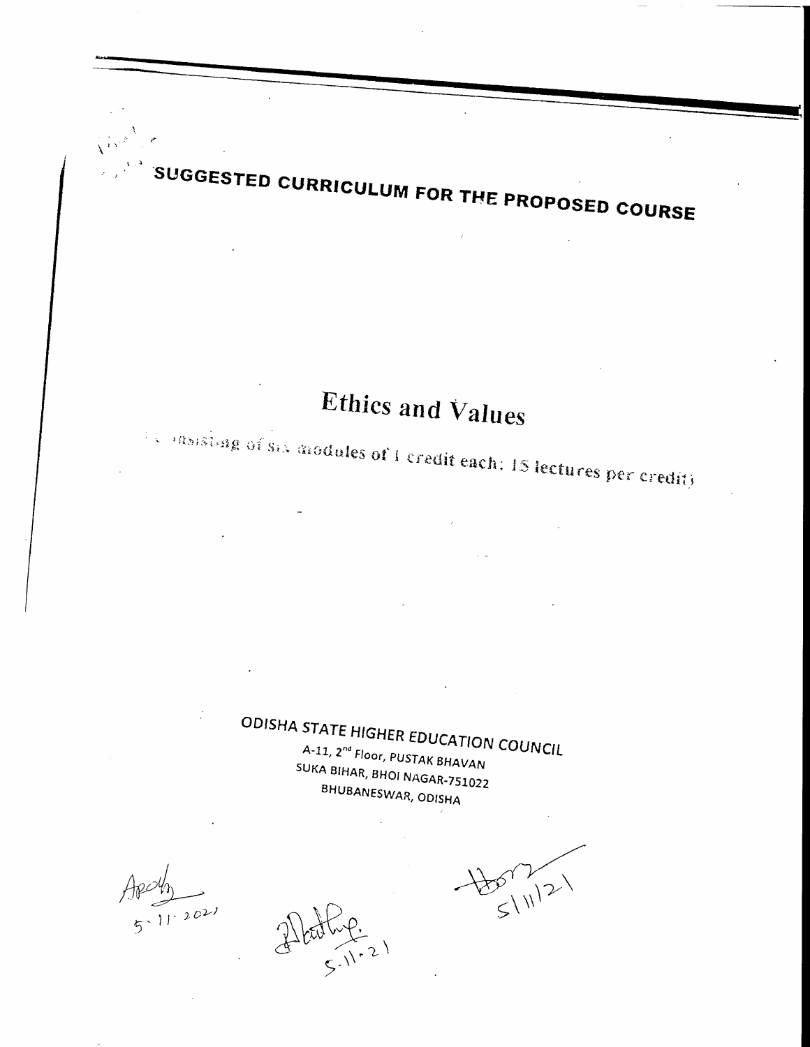# SUGGESTED CURRICULUM FOR THE PROPOSED COURSE

## Ethics and Values

(Consisting of six modules of 1 credit each; 15 lectures per credit)

**ODISHA STATE HIGHER EDUCATION COUNCIL**
A-11, 2nd Floor, PUSTAK BHAVAN
SUKA BIHAR, BHOI NAGAR-751022
BHUBANESWAR, ODISHA

5.11.2021

5.11.21

5/11/21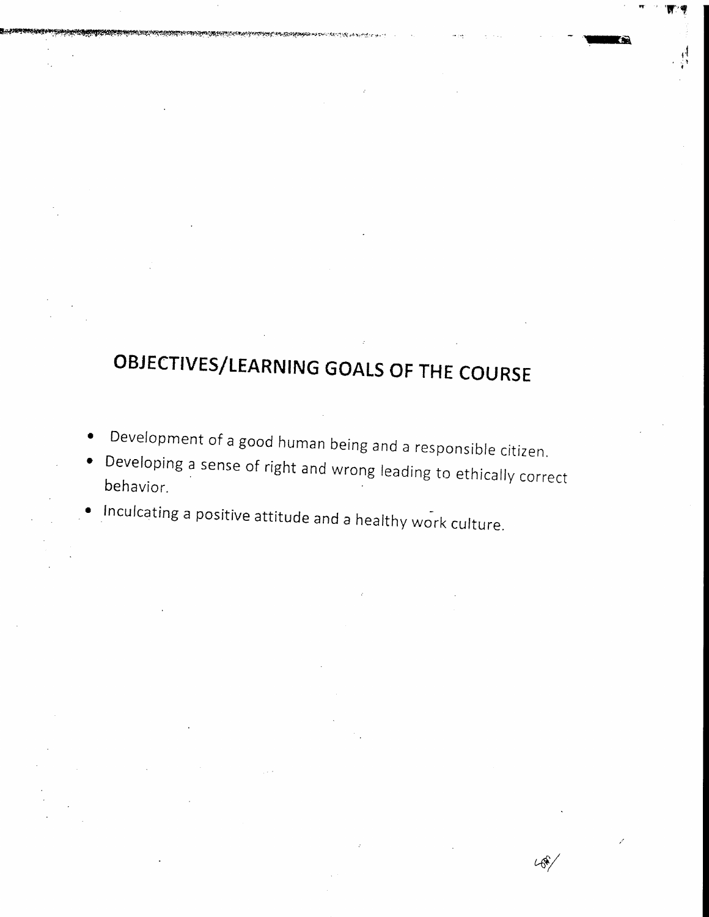# OBJECTIVES/LEARNING GOALS OF THE COURSE

- Development of a good human being and a responsible citizen.
- Developing a sense of right and wrong leading to ethically correct behavior.
- Inculcating a positive attitude and a healthy work culture.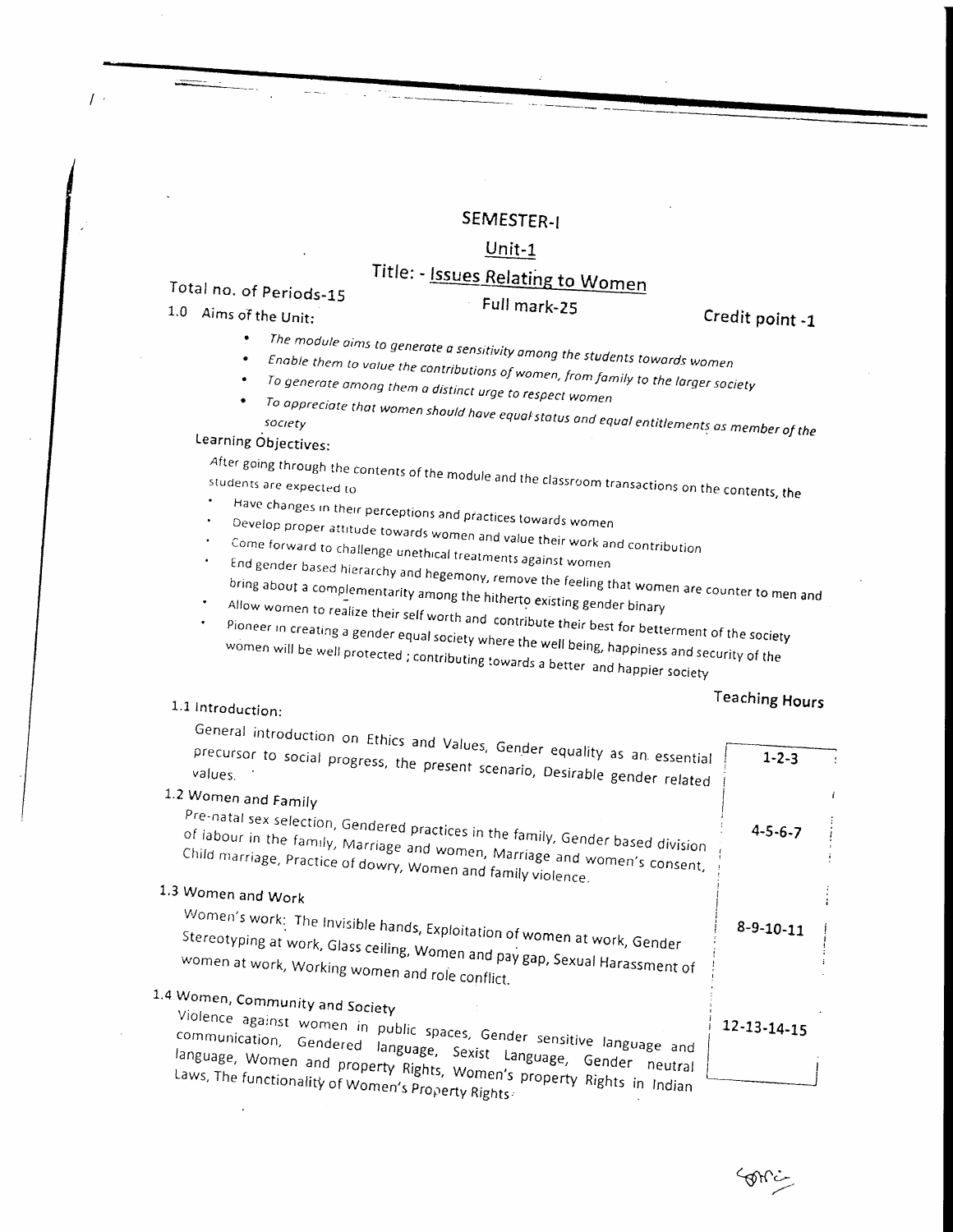# SEMESTER-I

## Unit-1

## Title: - Issues Relating to Women

Total no. of Periods-15

Full mark-25

Credit point -1

1.0 Aims of the Unit:

- *The module aims to generate a sensitivity among the students towards women*
- *Enable them to value the contributions of women, from family to the larger society*
- *To generate among them a distinct urge to respect women*
- *To appreciate that women should have equal status and equal entitlements as member of the society*

Learning Objectives:

After going through the contents of the module and the classroom transactions on the contents, the students are expected to

- Have changes in their perceptions and practices towards women
- Develop proper attitude towards women and value their work and contribution
- Come forward to challenge unethical treatments against women
- End gender based hierarchy and hegemony, remove the feeling that women are counter to men and bring about a complementarity among the hitherto existing gender binary
- Allow women to realize their self worth and contribute their best for betterment of the society
- Pioneer in creating a gender equal society where the well being, happiness and security of the women will be well protected ; contributing towards a better and happier society

| | Teaching Hours |
|---|---|
| **1.1 Introduction:** General introduction on Ethics and Values, Gender equality as an essential precursor to social progress, the present scenario, Desirable gender related values. | 1-2-3 |
| **1.2 Women and Family** Pre-natal sex selection, Gendered practices in the family, Gender based division of labour in the family, Marriage and women, Marriage and women's consent, Child marriage, Practice of dowry, Women and family violence. | 4-5-6-7 |
| **1.3 Women and Work** Women's work: The Invisible hands, Exploitation of women at work, Gender Stereotyping at work, Glass ceiling, Women and pay gap, Sexual Harassment of women at work, Working women and role conflict. | 8-9-10-11 |
| **1.4 Women, Community and Society** Violence against women in public spaces, Gender sensitive language and communication, Gendered language, Sexist Language, Gender neutral language, Women and property Rights, Women's property Rights in Indian Laws, The functionality of Women's Property Rights. | 12-13-14-15 |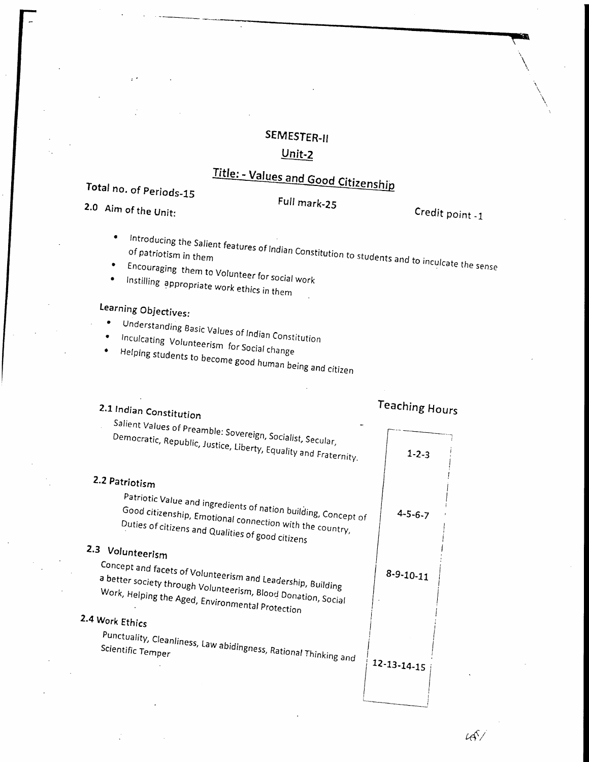## SEMESTER-II

## Unit-2

## Title: - Values and Good Citizenship

Total no. of Periods-15 &nbsp;&nbsp;&nbsp;&nbsp; Full mark-25 &nbsp;&nbsp;&nbsp;&nbsp; Credit point -1

### 2.0 Aim of the Unit:

- Introducing the Salient features of Indian Constitution to students and to inculcate the sense of patriotism in them
- Encouraging them to Volunteer for social work
- Instilling appropriate work ethics in them

### Learning Objectives:

- Understanding Basic Values of Indian Constitution
- Inculcating Volunteerism for Social change
- Helping students to become good human being and citizen

| Content | Teaching Hours |
|---|---|
| **2.1 Indian Constitution**<br>Salient Values of Preamble: Sovereign, Socialist, Secular, Democratic, Republic, Justice, Liberty, Equality and Fraternity. | 1-2-3 |
| **2.2 Patriotism**<br>Patriotic Value and ingredients of nation building, Concept of Good citizenship, Emotional connection with the country, Duties of citizens and Qualities of good citizens | 4-5-6-7 |
| **2.3 Volunteerism**<br>Concept and facets of Volunteerism and Leadership, Building a better society through Volunteerism, Blood Donation, Social Work, Helping the Aged, Environmental Protection | 8-9-10-11 |
| **2.4 Work Ethics**<br>Punctuality, Cleanliness, Law abidingness, Rational Thinking and Scientific Temper | 12-13-14-15 |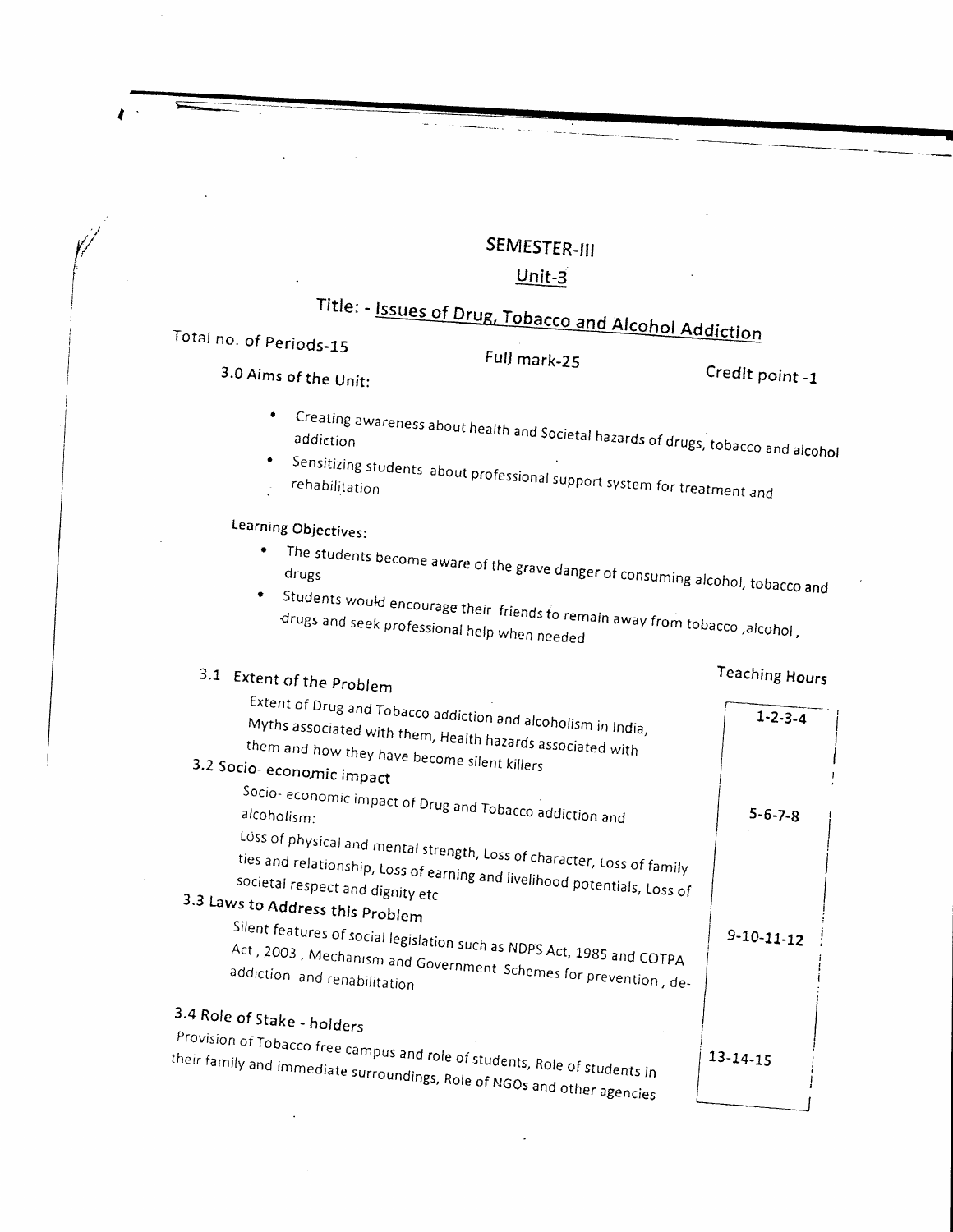# SEMESTER-III

## Unit-3

## Title: - Issues of Drug, Tobacco and Alcohol Addiction

Total no. of Periods-15 | Full mark-25 | Credit point -1

### 3.0 Aims of the Unit:

- Creating awareness about health and Societal hazards of drugs, tobacco and alcohol addiction
- Sensitizing students about professional support system for treatment and rehabilitation

### Learning Objectives:

- The students become aware of the grave danger of consuming alcohol, tobacco and drugs
- Students would encourage their friends to remain away from tobacco ,alcohol , drugs and seek professional help when needed

| Topic | Teaching Hours |
|---|---|
| **3.1 Extent of the Problem**<br>Extent of Drug and Tobacco addiction and alcoholism in India, Myths associated with them, Health hazards associated with them and how they have become silent killers | 1-2-3-4 |
| **3.2 Socio- economic impact**<br>Socio- economic impact of Drug and Tobacco addiction and alcoholism:<br>Loss of physical and mental strength, Loss of character, Loss of family ties and relationship, Loss of earning and livelihood potentials, Loss of societal respect and dignity etc | 5-6-7-8 |
| **3.3 Laws to Address this Problem**<br>Silent features of social legislation such as NDPS Act, 1985 and COTPA Act , 2003 , Mechanism and Government Schemes for prevention , de-addiction and rehabilitation | 9-10-11-12 |
| **3.4 Role of Stake - holders**<br>Provision of Tobacco free campus and role of students, Role of students in their family and immediate surroundings, Role of NGOs and other agencies | 13-14-15 |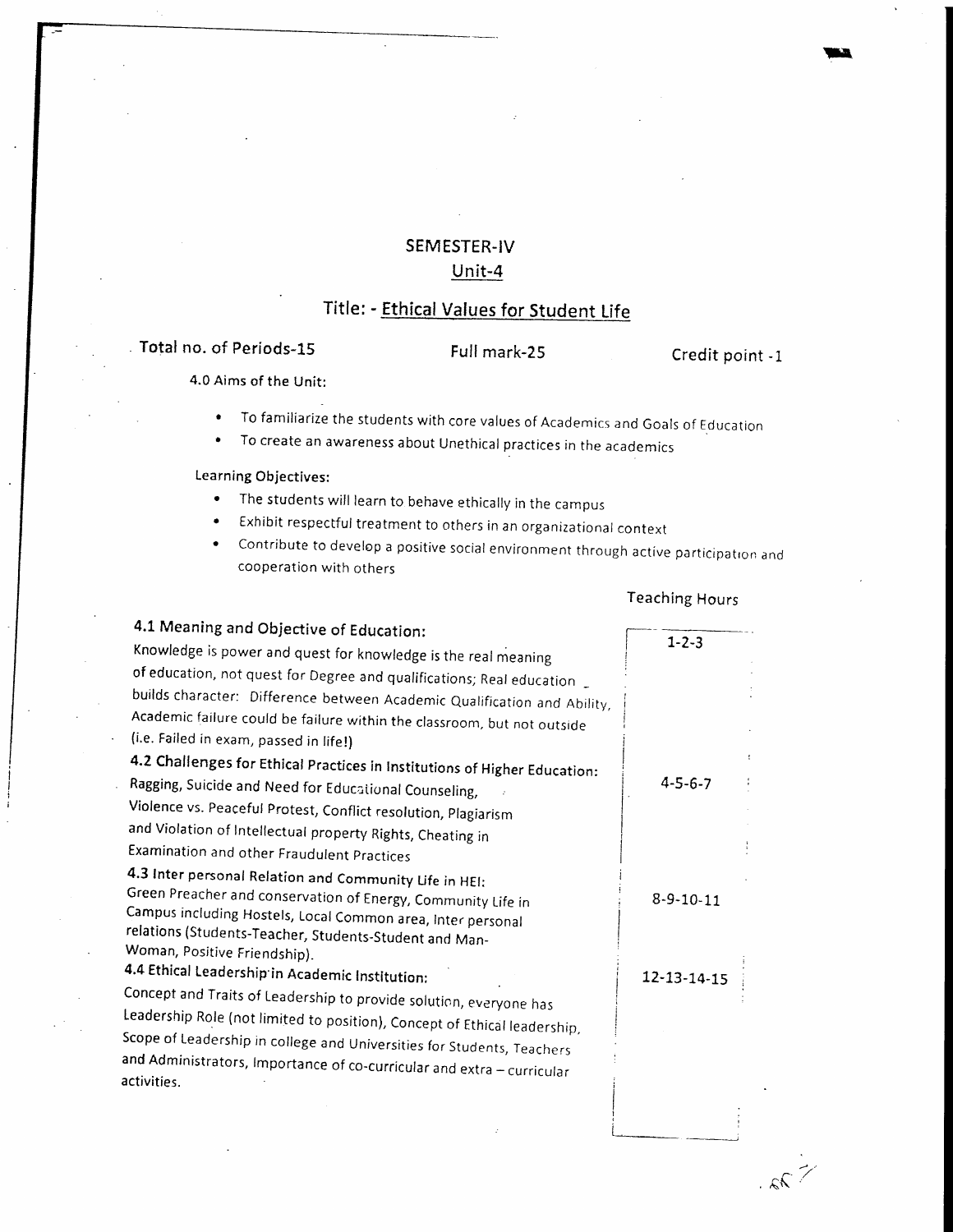# SEMESTER-IV

## Unit-4

## Title: - Ethical Values for Student Life

**Total no. of Periods-15** | **Full mark-25** | **Credit point -1**

4.0 Aims of the Unit:

- To familiarize the students with core values of Academics and Goals of Education
- To create an awareness about Unethical practices in the academics

Learning Objectives:

- The students will learn to behave ethically in the campus
- Exhibit respectful treatment to others in an organizational context
- Contribute to develop a positive social environment through active participation and cooperation with others

| Content | Teaching Hours |
|---|---|
| **4.1 Meaning and Objective of Education:** Knowledge is power and quest for knowledge is the real meaning of education, not quest for Degree and qualifications; Real education builds character: Difference between Academic Qualification and Ability, Academic failure could be failure within the classroom, but not outside (i.e. Failed in exam, passed in life!) | 1-2-3 |
| **4.2 Challenges for Ethical Practices in Institutions of Higher Education:** Ragging, Suicide and Need for Educational Counseling, Violence vs. Peaceful Protest, Conflict resolution, Plagiarism and Violation of Intellectual property Rights, Cheating in Examination and other Fraudulent Practices | 4-5-6-7 |
| **4.3 Inter personal Relation and Community Life in HEI:** Green Preacher and conservation of Energy, Community Life in Campus including Hostels, Local Common area, Inter personal relations (Students-Teacher, Students-Student and Man-Woman, Positive Friendship). | 8-9-10-11 |
| **4.4 Ethical Leadership in Academic Institution:** Concept and Traits of Leadership to provide solution, everyone has Leadership Role (not limited to position), Concept of Ethical leadership, Scope of Leadership in college and Universities for Students, Teachers and Administrators, Importance of co-curricular and extra – curricular activities. | 12-13-14-15 |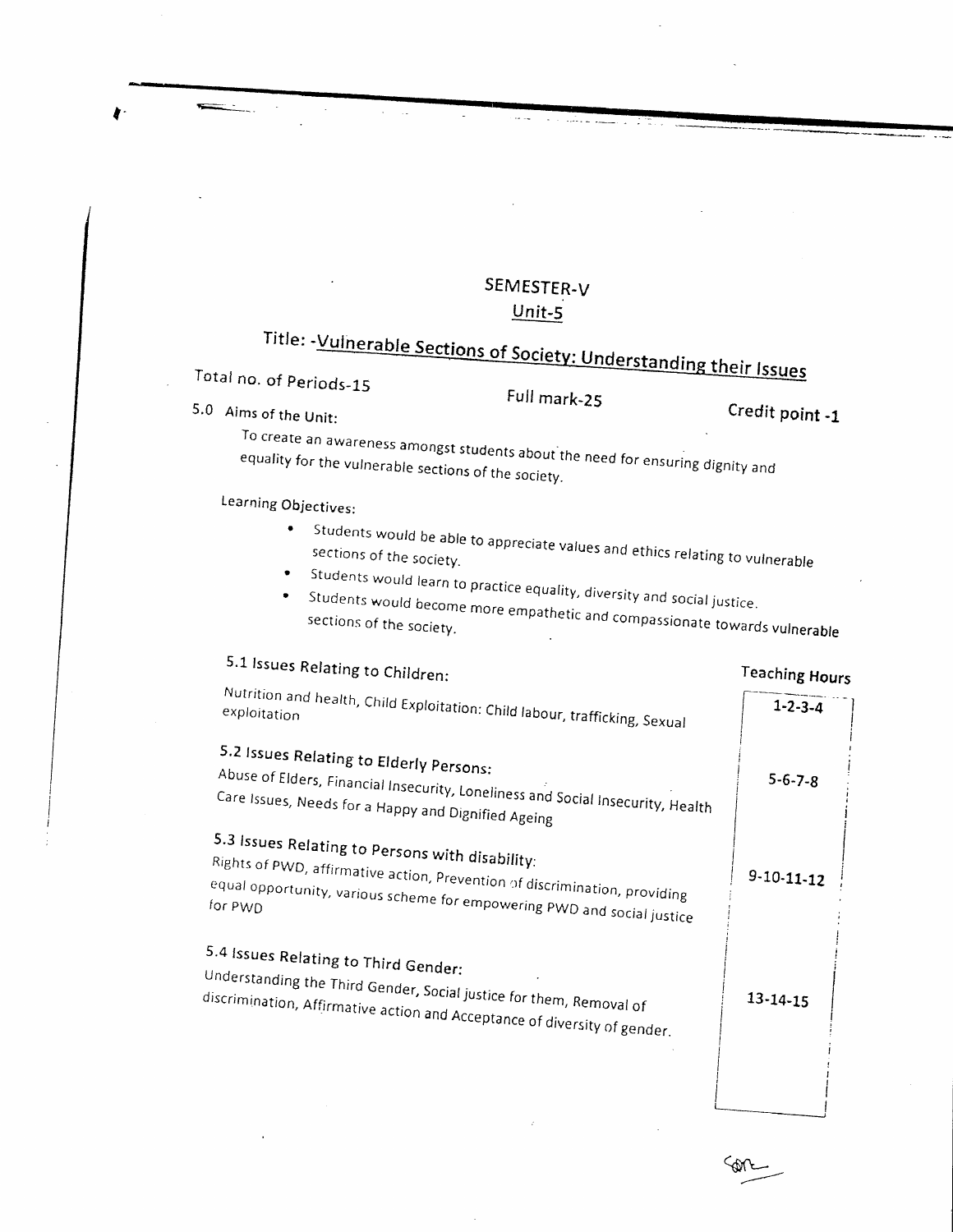# SEMESTER-V

## Unit-5

## Title: -Vulnerable Sections of Society: Understanding their Issues

Total no. of Periods-15 | Full mark-25 | Credit point -1

**5.0 Aims of the Unit:**

To create an awareness amongst students about the need for ensuring dignity and equality for the vulnerable sections of the society.

**Learning Objectives:**

- Students would be able to appreciate values and ethics relating to vulnerable sections of the society.
- Students would learn to practice equality, diversity and social justice.
- Students would become more empathetic and compassionate towards vulnerable sections of the society.

| | Teaching Hours |
|---|---|
| **5.1 Issues Relating to Children:**<br>Nutrition and health, Child Exploitation: Child labour, trafficking, Sexual exploitation | 1-2-3-4 |
| **5.2 Issues Relating to Elderly Persons:**<br>Abuse of Elders, Financial Insecurity, Loneliness and Social Insecurity, Health Care Issues, Needs for a Happy and Dignified Ageing | 5-6-7-8 |
| **5.3 Issues Relating to Persons with disability:**<br>Rights of PWD, affirmative action, Prevention of discrimination, providing equal opportunity, various scheme for empowering PWD and social justice for PWD | 9-10-11-12 |
| **5.4 Issues Relating to Third Gender:**<br>Understanding the Third Gender, Social justice for them, Removal of discrimination, Affirmative action and Acceptance of diversity of gender. | 13-14-15 |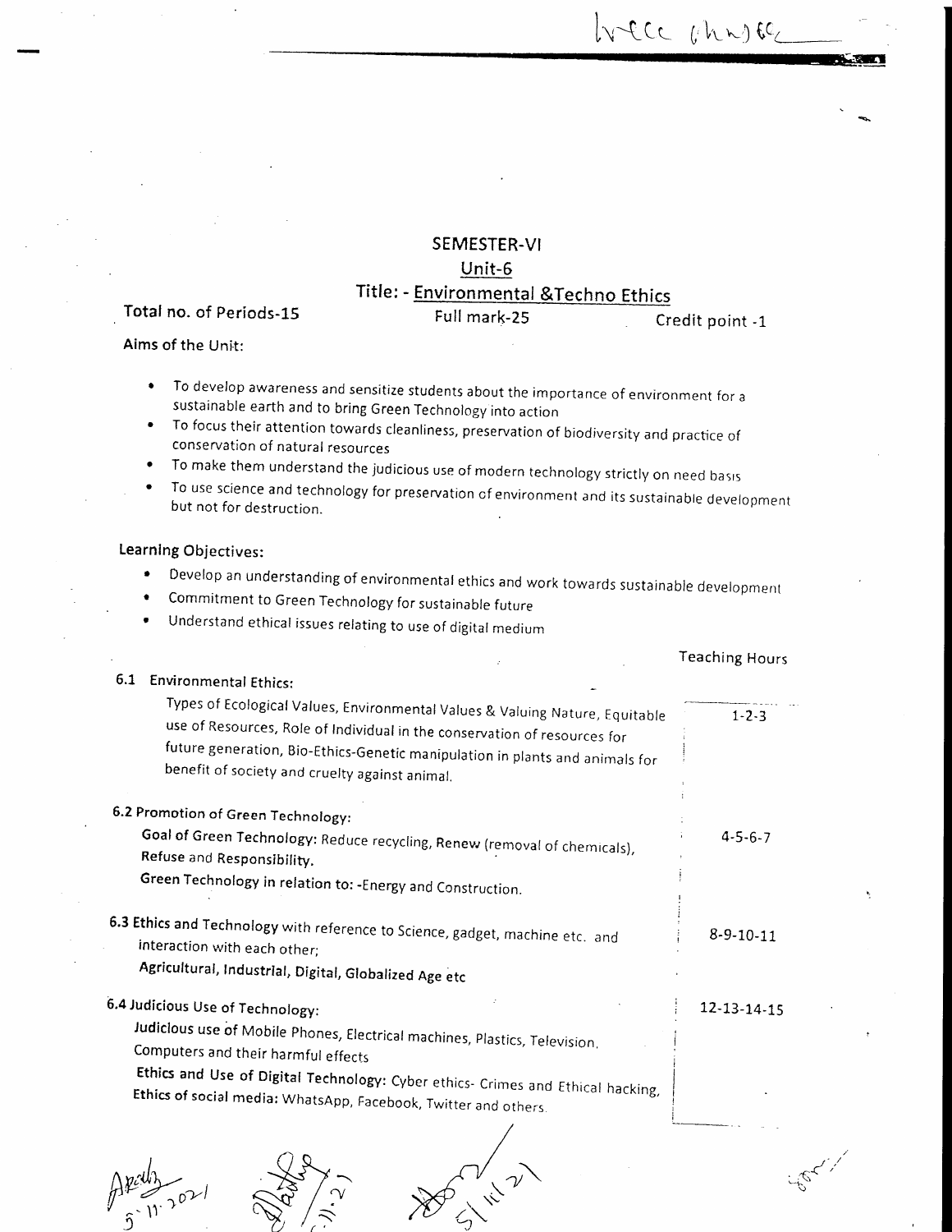# SEMESTER-VI

## Unit-6

## Title: - Environmental &Techno Ethics

**Total no. of Periods-15** Full mark-25 Credit point -1

**Aims of the Unit:**

- To develop awareness and sensitize students about the importance of environment for a sustainable earth and to bring Green Technology into action
- To focus their attention towards cleanliness, preservation of biodiversity and practice of conservation of natural resources
- To make them understand the judicious use of modern technology strictly on need basis
- To use science and technology for preservation of environment and its sustainable development but not for destruction.

**Learning Objectives:**

- Develop an understanding of environmental ethics and work towards sustainable development
- Commitment to Green Technology for sustainable future
- Understand ethical issues relating to use of digital medium

| | Teaching Hours |
|---|---|
| **6.1 Environmental Ethics:**<br>Types of Ecological Values, Environmental Values & Valuing Nature, Equitable use of Resources, Role of Individual in the conservation of resources for future generation, Bio-Ethics-Genetic manipulation in plants and animals for benefit of society and cruelty against animal. | 1-2-3 |
| **6.2 Promotion of Green Technology:**<br>**Goal of Green Technology:** Reduce recycling, Renew (removal of chemicals), **Refuse** and **Responsibility.**<br>**Green Technology** in relation to: -Energy and Construction. | 4-5-6-7 |
| **6.3 Ethics and Technology** with reference to Science, gadget, machine etc. and interaction with each other;<br>**Agricultural, Industrial, Digital, Globalized Age** etc | 8-9-10-11 |
| **6.4 Judicious Use of Technology:**<br>**Judicious use of** Mobile Phones, Electrical machines, Plastics, Television, Computers and their harmful effects<br>**Ethics and Use of Digital Technology:** Cyber ethics- Crimes and Ethical hacking, **Ethics of social media:** WhatsApp, Facebook, Twitter and others. | 12-13-14-15 |